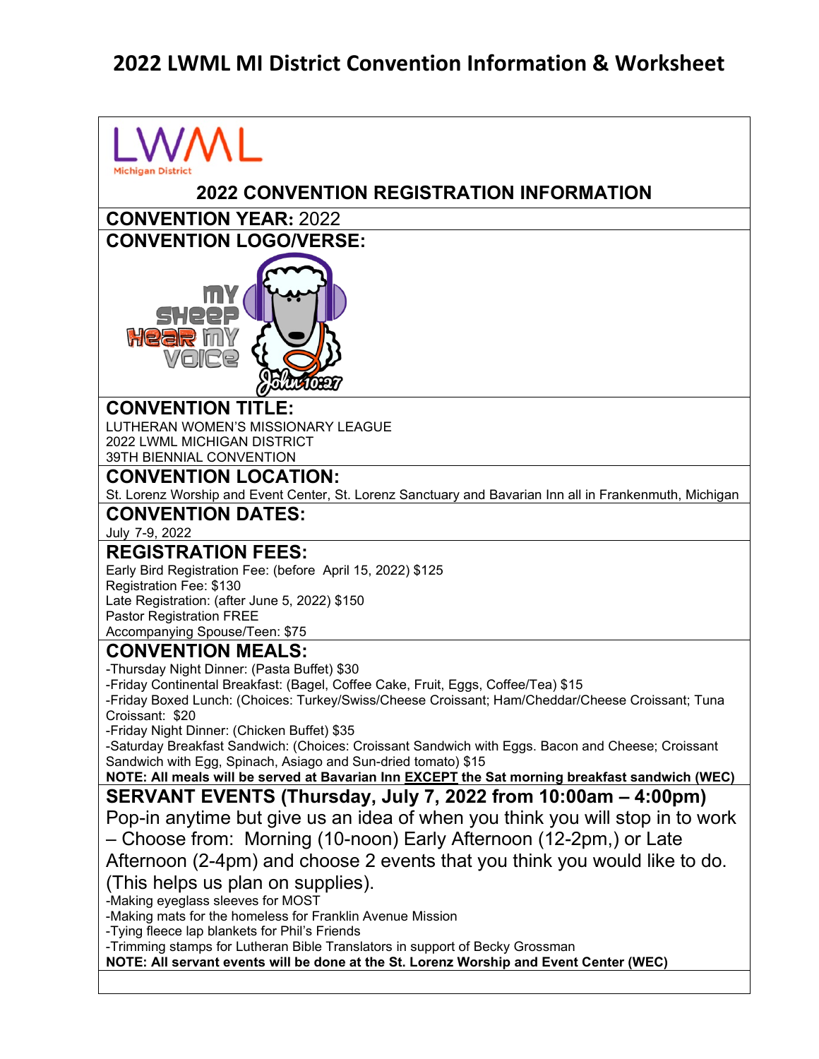# 2022 LWML MI District Convention Information & Worksheet

LWML
Michigan District

## 2022 CONVENTION REGISTRATION INFORMATION

**CONVENTION YEAR:** 2022

**CONVENTION LOGO/VERSE:**

MY SHEEP HEAR MY VOICE
John 10:27

**CONVENTION TITLE:**

LUTHERAN WOMEN'S MISSIONARY LEAGUE
2022 LWML MICHIGAN DISTRICT
39TH BIENNIAL CONVENTION

**CONVENTION LOCATION:**

St. Lorenz Worship and Event Center, St. Lorenz Sanctuary and Bavarian Inn all in Frankenmuth, Michigan

**CONVENTION DATES:**

July 7-9, 2022

**REGISTRATION FEES:**

Early Bird Registration Fee: (before April 15, 2022) $125
Registration Fee: $130
Late Registration: (after June 5, 2022) $150
Pastor Registration FREE
Accompanying Spouse/Teen: $75

**CONVENTION MEALS:**

-Thursday Night Dinner: (Pasta Buffet) $30
-Friday Continental Breakfast: (Bagel, Coffee Cake, Fruit, Eggs, Coffee/Tea) $15
-Friday Boxed Lunch: (Choices: Turkey/Swiss/Cheese Croissant; Ham/Cheddar/Cheese Croissant; Tuna Croissant: $20
-Friday Night Dinner: (Chicken Buffet) $35
-Saturday Breakfast Sandwich: (Choices: Croissant Sandwich with Eggs. Bacon and Cheese; Croissant Sandwich with Egg, Spinach, Asiago and Sun-dried tomato) $15

**NOTE: All meals will be served at Bavarian Inn EXCEPT the Sat morning breakfast sandwich (WEC)**

**SERVANT EVENTS (Thursday, July 7, 2022 from 10:00am – 4:00pm)**

Pop-in anytime but give us an idea of when you think you will stop in to work – Choose from: Morning (10-noon) Early Afternoon (12-2pm,) or Late Afternoon (2-4pm) and choose 2 events that you think you would like to do. (This helps us plan on supplies).

-Making eyeglass sleeves for MOST
-Making mats for the homeless for Franklin Avenue Mission
-Tying fleece lap blankets for Phil's Friends
-Trimming stamps for Lutheran Bible Translators in support of Becky Grossman

**NOTE: All servant events will be done at the St. Lorenz Worship and Event Center (WEC)**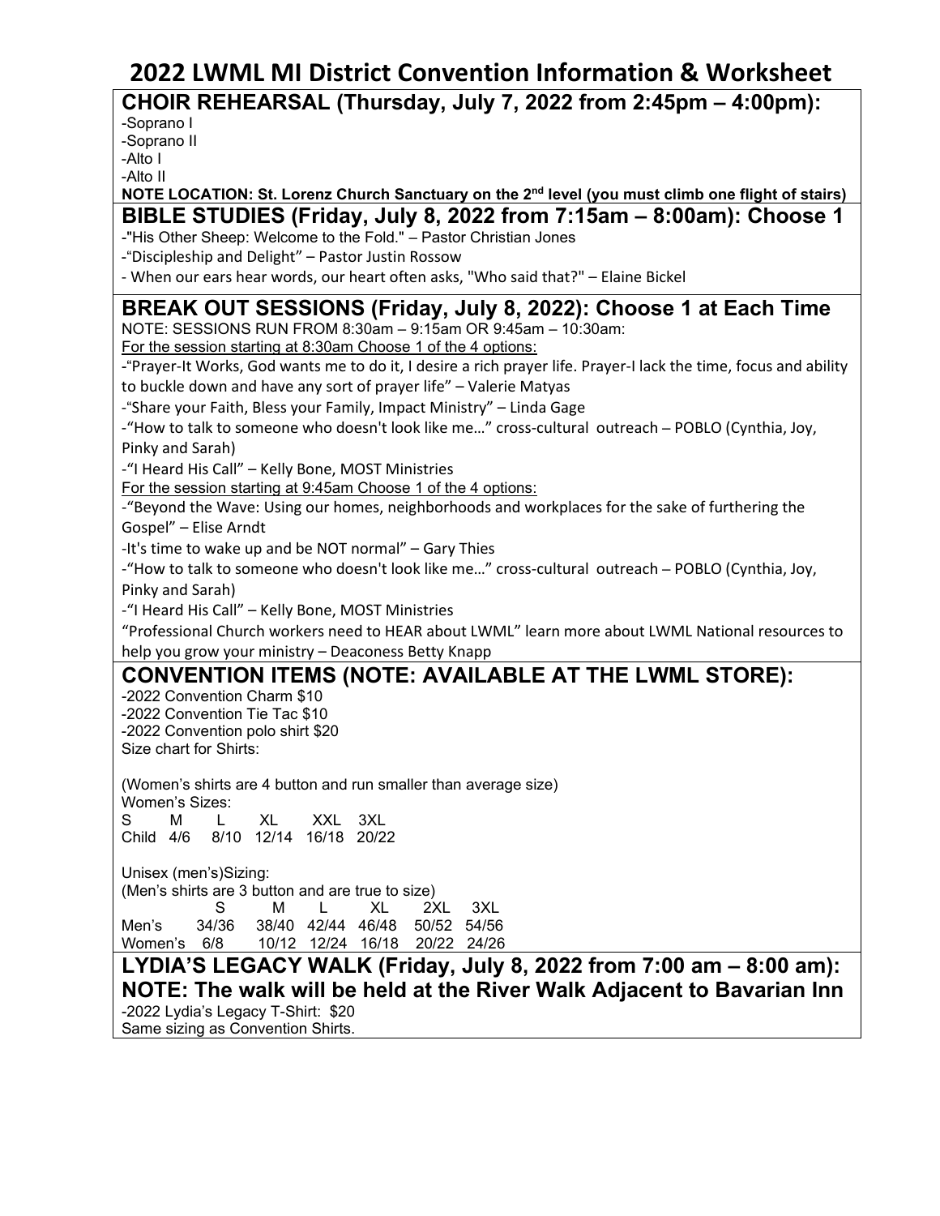# 2022 LWML MI District Convention Information & Worksheet

## CHOIR REHEARSAL (Thursday, July 7, 2022 from 2:45pm – 4:00pm):

-Soprano I
-Soprano II
-Alto I
-Alto II

**NOTE LOCATION: St. Lorenz Church Sanctuary on the 2nd level (you must climb one flight of stairs)**

## BIBLE STUDIES (Friday, July 8, 2022 from 7:15am – 8:00am): Choose 1

-"His Other Sheep: Welcome to the Fold." – Pastor Christian Jones
-"Discipleship and Delight" – Pastor Justin Rossow
- When our ears hear words, our heart often asks, "Who said that?" – Elaine Bickel

## BREAK OUT SESSIONS (Friday, July 8, 2022): Choose 1 at Each Time

NOTE: SESSIONS RUN FROM 8:30am – 9:15am OR 9:45am – 10:30am:

<u>For the session starting at 8:30am Choose 1 of the 4 options:</u>

-"Prayer-It Works, God wants me to do it, I desire a rich prayer life. Prayer-I lack the time, focus and ability to buckle down and have any sort of prayer life" – Valerie Matyas
-"Share your Faith, Bless your Family, Impact Ministry" – Linda Gage
-"How to talk to someone who doesn't look like me…" cross-cultural outreach – POBLO (Cynthia, Joy, Pinky and Sarah)
-"I Heard His Call" – Kelly Bone, MOST Ministries

<u>For the session starting at 9:45am Choose 1 of the 4 options:</u>

-"Beyond the Wave: Using our homes, neighborhoods and workplaces for the sake of furthering the Gospel" – Elise Arndt
-It's time to wake up and be NOT normal" – Gary Thies
-"How to talk to someone who doesn't look like me…" cross-cultural outreach – POBLO (Cynthia, Joy, Pinky and Sarah)
-"I Heard His Call" – Kelly Bone, MOST Ministries
"Professional Church workers need to HEAR about LWML" learn more about LWML National resources to help you grow your ministry – Deaconess Betty Knapp

## CONVENTION ITEMS (NOTE: AVAILABLE AT THE LWML STORE):

-2022 Convention Charm $10
-2022 Convention Tie Tac $10
-2022 Convention polo shirt $20
Size chart for Shirts:

(Women's shirts are 4 button and run smaller than average size)
Women's Sizes:

| S | M | L | XL | XXL | 3XL |
|---|---|---|---|---|---|
| Child 4/6 | 8/10 | 12/14 | 16/18 | 20/22 | |

Unisex (men's)Sizing:
(Men's shirts are 3 button and are true to size)

| | S | M | L | XL | 2XL | 3XL |
|---|---|---|---|---|---|---|
| Men's | 34/36 | 38/40 | 42/44 | 46/48 | 50/52 | 54/56 |
| Women's | 6/8 | 10/12 | 12/24 | 16/18 | 20/22 | 24/26 |

## LYDIA'S LEGACY WALK (Friday, July 8, 2022 from 7:00 am – 8:00 am):
## NOTE: The walk will be held at the River Walk Adjacent to Bavarian Inn

-2022 Lydia's Legacy T-Shirt: $20
Same sizing as Convention Shirts.